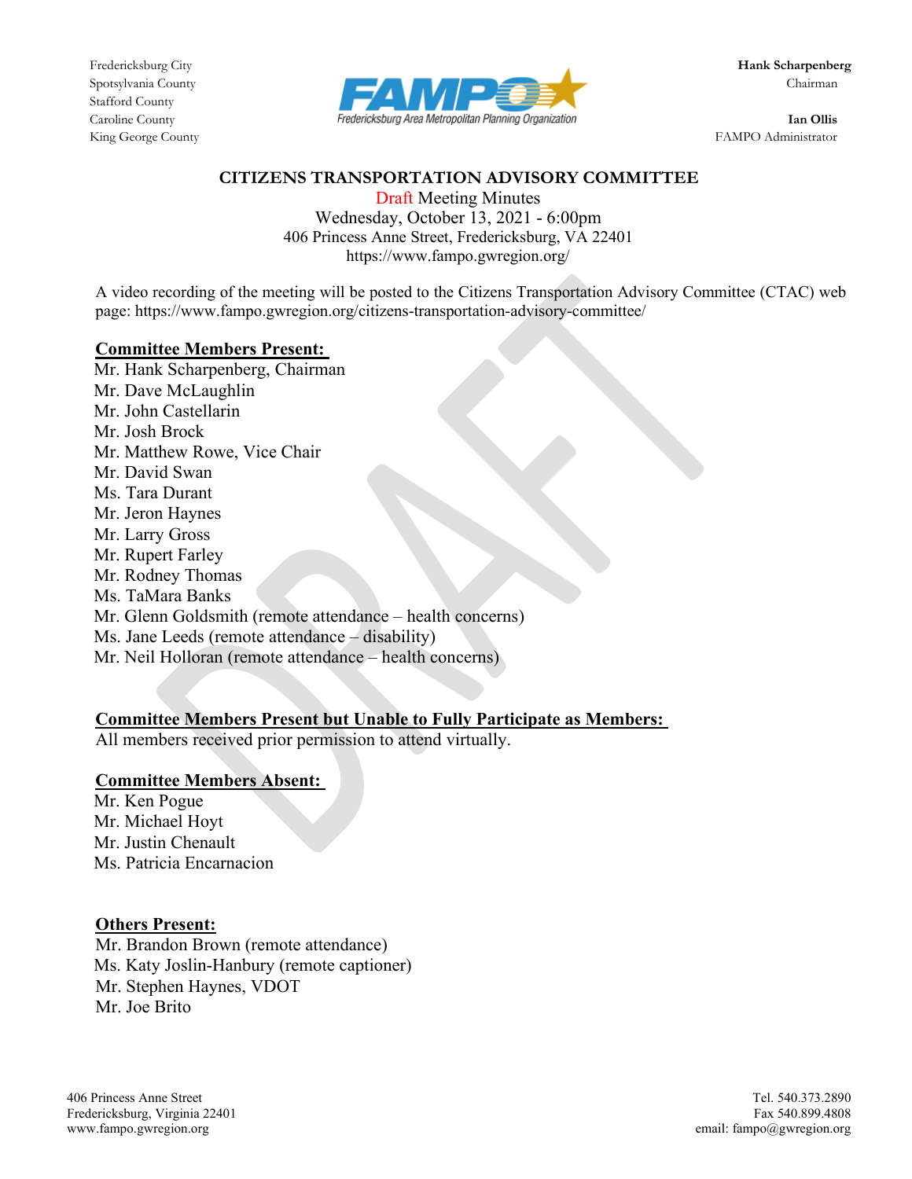Fredericksburg City
Spotsylvania County
Stafford County
Caroline County
King George County

FAMPO – Fredericksburg Area Metropolitan Planning Organization

**Hank Scharpenberg**
Chairman

**Ian Ollis**
FAMPO Administrator

# CITIZENS TRANSPORTATION ADVISORY COMMITTEE

Draft Meeting Minutes
Wednesday, October 13, 2021 - 6:00pm
406 Princess Anne Street, Fredericksburg, VA 22401
https://www.fampo.gwregion.org/

A video recording of the meeting will be posted to the Citizens Transportation Advisory Committee (CTAC) web page: https://www.fampo.gwregion.org/citizens-transportation-advisory-committee/

**Committee Members Present:**

Mr. Hank Scharpenberg, Chairman
Mr. Dave McLaughlin
Mr. John Castellarin
Mr. Josh Brock
Mr. Matthew Rowe, Vice Chair
Mr. David Swan
Ms. Tara Durant
Mr. Jeron Haynes
Mr. Larry Gross
Mr. Rupert Farley
Mr. Rodney Thomas
Ms. TaMara Banks
Mr. Glenn Goldsmith (remote attendance – health concerns)
Ms. Jane Leeds (remote attendance – disability)
Mr. Neil Holloran (remote attendance – health concerns)

**Committee Members Present but Unable to Fully Participate as Members:**

All members received prior permission to attend virtually.

**Committee Members Absent:**

Mr. Ken Pogue
Mr. Michael Hoyt
Mr. Justin Chenault
Ms. Patricia Encarnacion

**Others Present:**

Mr. Brandon Brown (remote attendance)
Ms. Katy Joslin-Hanbury (remote captioner)
Mr. Stephen Haynes, VDOT
Mr. Joe Brito

406 Princess Anne Street
Fredericksburg, Virginia 22401
www.fampo.gwregion.org

Tel. 540.373.2890
Fax 540.899.4808
email: fampo@gwregion.org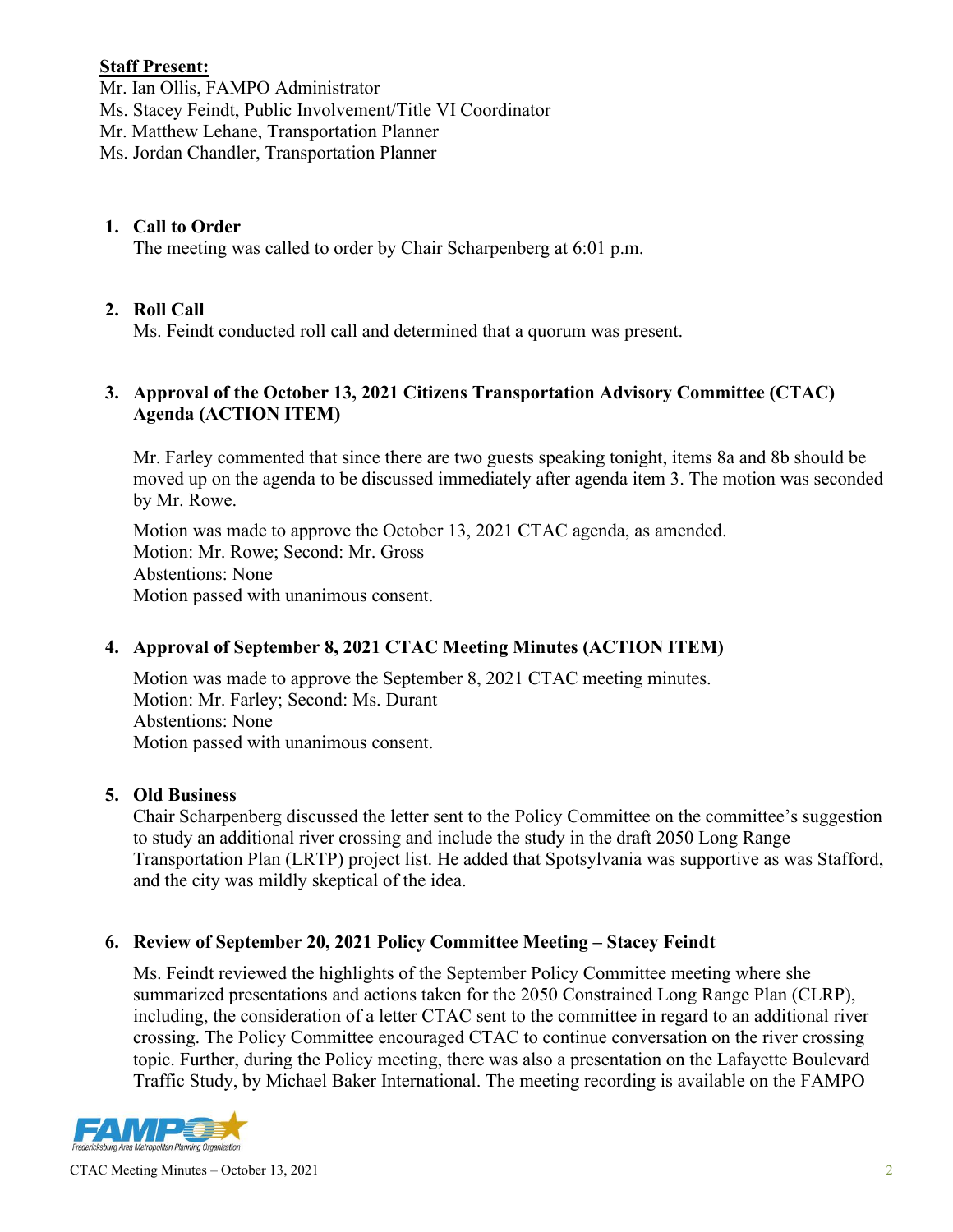**Staff Present:**
Mr. Ian Ollis, FAMPO Administrator
Ms. Stacey Feindt, Public Involvement/Title VI Coordinator
Mr. Matthew Lehane, Transportation Planner
Ms. Jordan Chandler, Transportation Planner

1. **Call to Order**
   The meeting was called to order by Chair Scharpenberg at 6:01 p.m.

2. **Roll Call**
   Ms. Feindt conducted roll call and determined that a quorum was present.

3. **Approval of the October 13, 2021 Citizens Transportation Advisory Committee (CTAC) Agenda (ACTION ITEM)**

   Mr. Farley commented that since there are two guests speaking tonight, items 8a and 8b should be moved up on the agenda to be discussed immediately after agenda item 3. The motion was seconded by Mr. Rowe.

   Motion was made to approve the October 13, 2021 CTAC agenda, as amended.
   Motion: Mr. Rowe; Second: Mr. Gross
   Abstentions: None
   Motion passed with unanimous consent.

4. **Approval of September 8, 2021 CTAC Meeting Minutes (ACTION ITEM)**

   Motion was made to approve the September 8, 2021 CTAC meeting minutes.
   Motion: Mr. Farley; Second: Ms. Durant
   Abstentions: None
   Motion passed with unanimous consent.

5. **Old Business**
   Chair Scharpenberg discussed the letter sent to the Policy Committee on the committee's suggestion to study an additional river crossing and include the study in the draft 2050 Long Range Transportation Plan (LRTP) project list. He added that Spotsylvania was supportive as was Stafford, and the city was mildly skeptical of the idea.

6. **Review of September 20, 2021 Policy Committee Meeting – Stacey Feindt**

   Ms. Feindt reviewed the highlights of the September Policy Committee meeting where she summarized presentations and actions taken for the 2050 Constrained Long Range Plan (CLRP), including, the consideration of a letter CTAC sent to the committee in regard to an additional river crossing. The Policy Committee encouraged CTAC to continue conversation on the river crossing topic. Further, during the Policy meeting, there was also a presentation on the Lafayette Boulevard Traffic Study, by Michael Baker International. The meeting recording is available on the FAMPO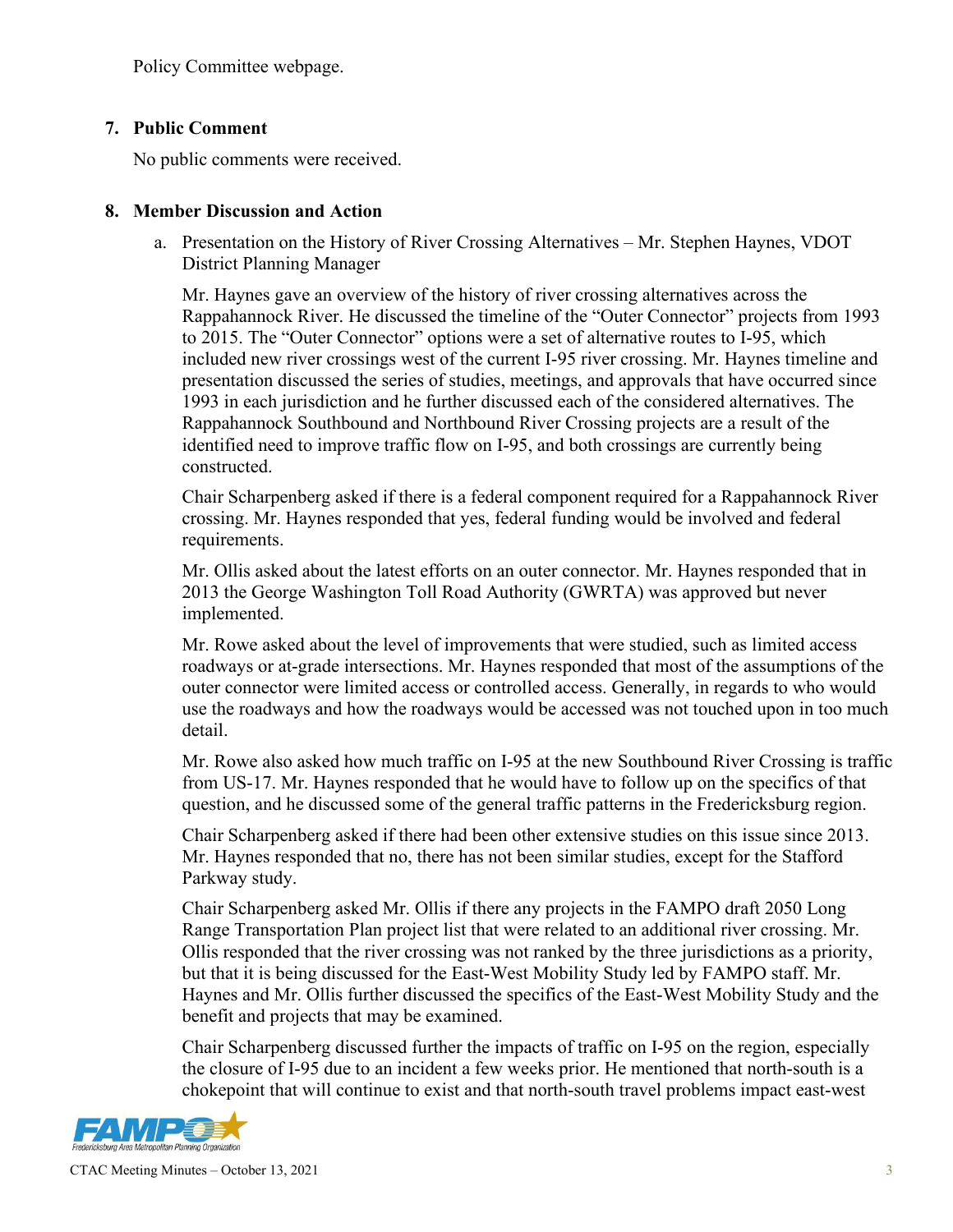Policy Committee webpage.

## 7. Public Comment

No public comments were received.

## 8. Member Discussion and Action

a. Presentation on the History of River Crossing Alternatives – Mr. Stephen Haynes, VDOT District Planning Manager

Mr. Haynes gave an overview of the history of river crossing alternatives across the Rappahannock River. He discussed the timeline of the "Outer Connector" projects from 1993 to 2015. The "Outer Connector" options were a set of alternative routes to I-95, which included new river crossings west of the current I-95 river crossing. Mr. Haynes timeline and presentation discussed the series of studies, meetings, and approvals that have occurred since 1993 in each jurisdiction and he further discussed each of the considered alternatives. The Rappahannock Southbound and Northbound River Crossing projects are a result of the identified need to improve traffic flow on I-95, and both crossings are currently being constructed.

Chair Scharpenberg asked if there is a federal component required for a Rappahannock River crossing. Mr. Haynes responded that yes, federal funding would be involved and federal requirements.

Mr. Ollis asked about the latest efforts on an outer connector. Mr. Haynes responded that in 2013 the George Washington Toll Road Authority (GWRTA) was approved but never implemented.

Mr. Rowe asked about the level of improvements that were studied, such as limited access roadways or at-grade intersections. Mr. Haynes responded that most of the assumptions of the outer connector were limited access or controlled access. Generally, in regards to who would use the roadways and how the roadways would be accessed was not touched upon in too much detail.

Mr. Rowe also asked how much traffic on I-95 at the new Southbound River Crossing is traffic from US-17. Mr. Haynes responded that he would have to follow up on the specifics of that question, and he discussed some of the general traffic patterns in the Fredericksburg region.

Chair Scharpenberg asked if there had been other extensive studies on this issue since 2013. Mr. Haynes responded that no, there has not been similar studies, except for the Stafford Parkway study.

Chair Scharpenberg asked Mr. Ollis if there any projects in the FAMPO draft 2050 Long Range Transportation Plan project list that were related to an additional river crossing. Mr. Ollis responded that the river crossing was not ranked by the three jurisdictions as a priority, but that it is being discussed for the East-West Mobility Study led by FAMPO staff. Mr. Haynes and Mr. Ollis further discussed the specifics of the East-West Mobility Study and the benefit and projects that may be examined.

Chair Scharpenberg discussed further the impacts of traffic on I-95 on the region, especially the closure of I-95 due to an incident a few weeks prior. He mentioned that north-south is a chokepoint that will continue to exist and that north-south travel problems impact east-west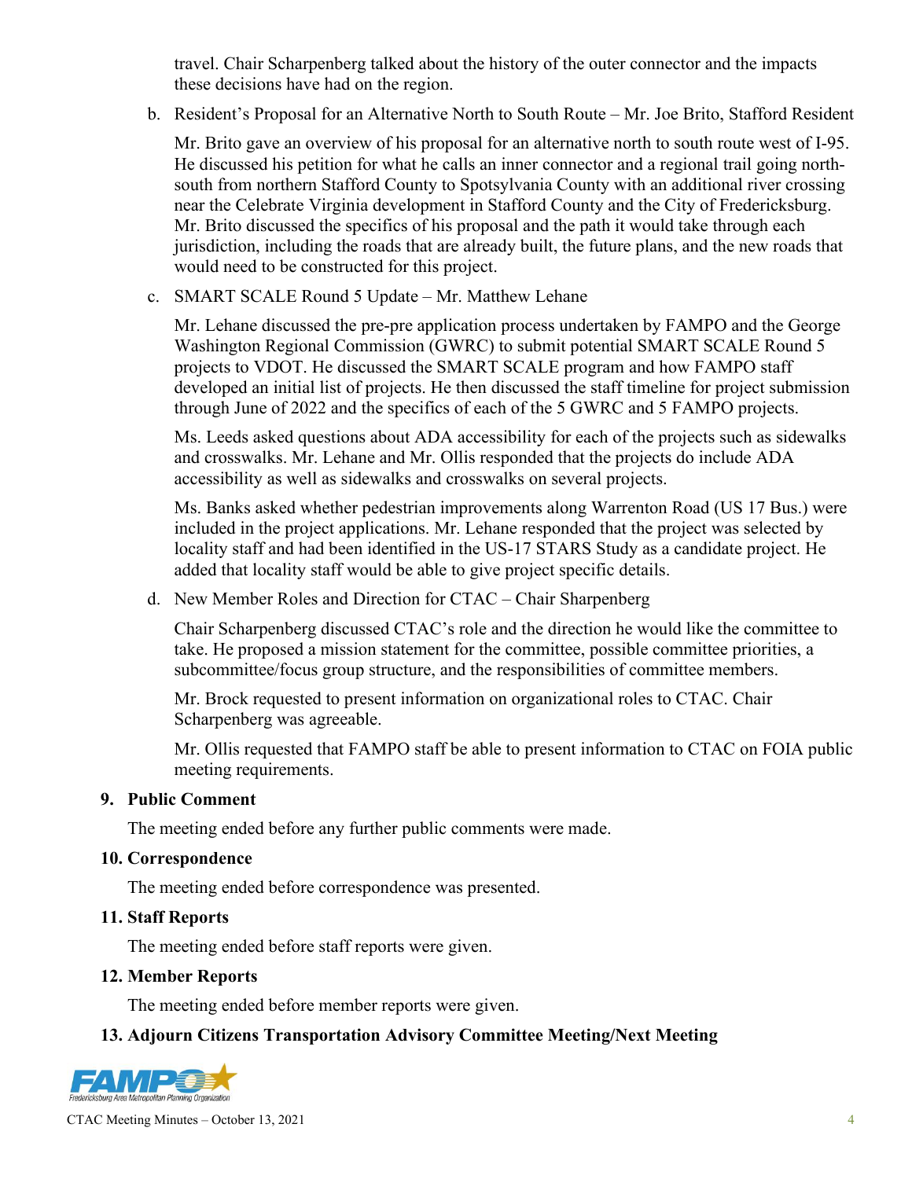travel. Chair Scharpenberg talked about the history of the outer connector and the impacts these decisions have had on the region.

b. Resident's Proposal for an Alternative North to South Route – Mr. Joe Brito, Stafford Resident

Mr. Brito gave an overview of his proposal for an alternative north to south route west of I-95. He discussed his petition for what he calls an inner connector and a regional trail going north-south from northern Stafford County to Spotsylvania County with an additional river crossing near the Celebrate Virginia development in Stafford County and the City of Fredericksburg. Mr. Brito discussed the specifics of his proposal and the path it would take through each jurisdiction, including the roads that are already built, the future plans, and the new roads that would need to be constructed for this project.

c. SMART SCALE Round 5 Update – Mr. Matthew Lehane

Mr. Lehane discussed the pre-pre application process undertaken by FAMPO and the George Washington Regional Commission (GWRC) to submit potential SMART SCALE Round 5 projects to VDOT. He discussed the SMART SCALE program and how FAMPO staff developed an initial list of projects. He then discussed the staff timeline for project submission through June of 2022 and the specifics of each of the 5 GWRC and 5 FAMPO projects.

Ms. Leeds asked questions about ADA accessibility for each of the projects such as sidewalks and crosswalks. Mr. Lehane and Mr. Ollis responded that the projects do include ADA accessibility as well as sidewalks and crosswalks on several projects.

Ms. Banks asked whether pedestrian improvements along Warrenton Road (US 17 Bus.) were included in the project applications. Mr. Lehane responded that the project was selected by locality staff and had been identified in the US-17 STARS Study as a candidate project. He added that locality staff would be able to give project specific details.

d. New Member Roles and Direction for CTAC – Chair Sharpenberg

Chair Scharpenberg discussed CTAC's role and the direction he would like the committee to take. He proposed a mission statement for the committee, possible committee priorities, a subcommittee/focus group structure, and the responsibilities of committee members.

Mr. Brock requested to present information on organizational roles to CTAC. Chair Scharpenberg was agreeable.

Mr. Ollis requested that FAMPO staff be able to present information to CTAC on FOIA public meeting requirements.

**9. Public Comment**

The meeting ended before any further public comments were made.

**10. Correspondence**

The meeting ended before correspondence was presented.

**11. Staff Reports**

The meeting ended before staff reports were given.

**12. Member Reports**

The meeting ended before member reports were given.

**13. Adjourn Citizens Transportation Advisory Committee Meeting/Next Meeting**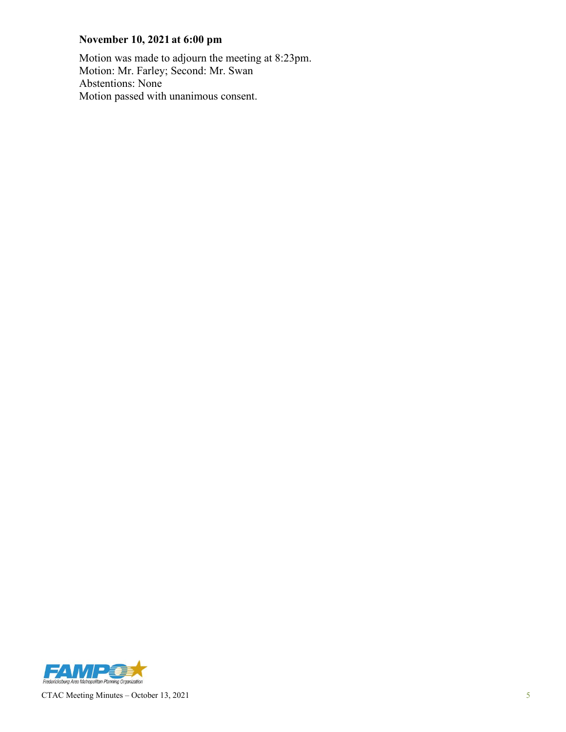**November 10, 2021 at 6:00 pm**

Motion was made to adjourn the meeting at 8:23pm.
Motion: Mr. Farley; Second: Mr. Swan
Abstentions: None
Motion passed with unanimous consent.